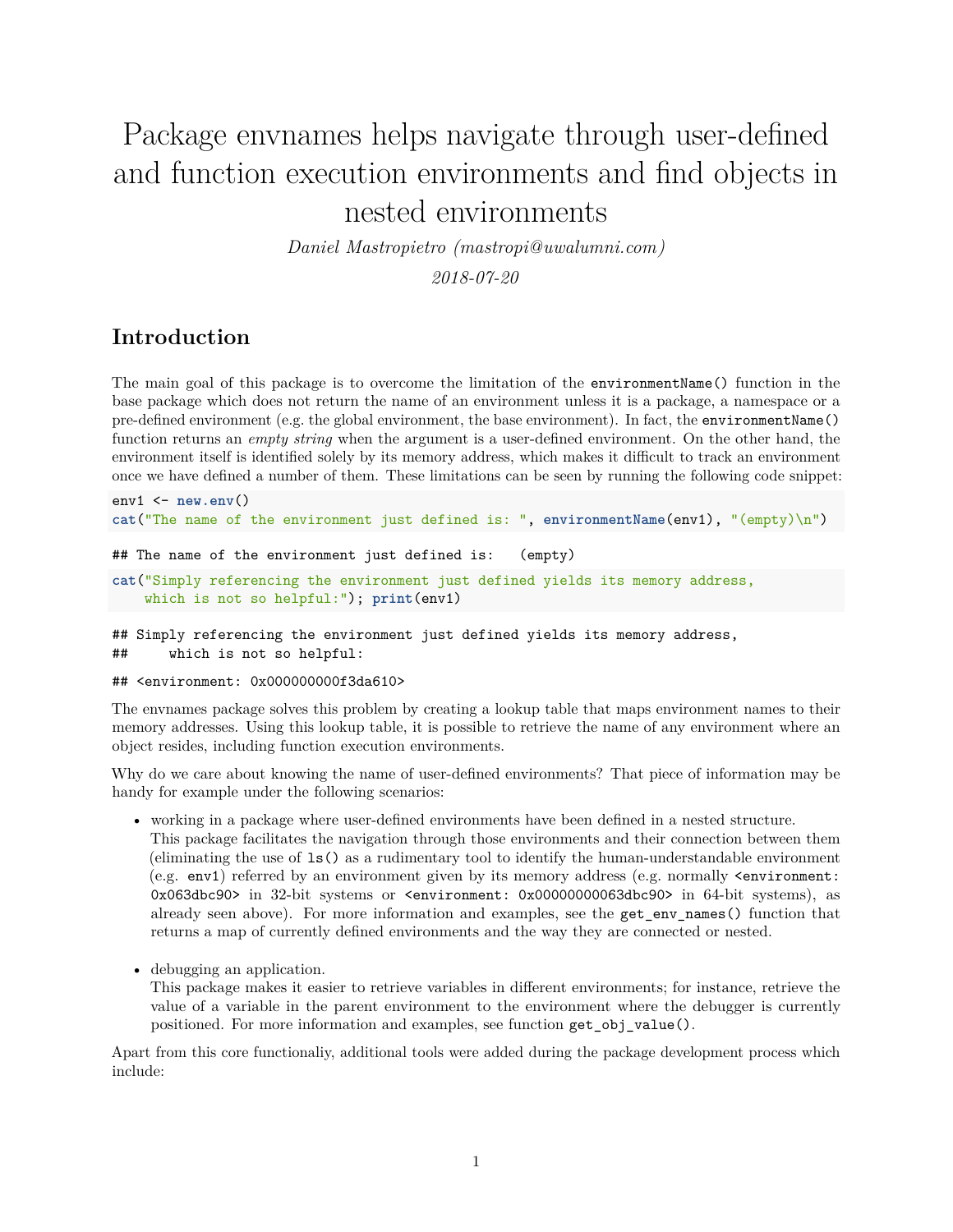# Package envnames helps navigate through user-defined and function execution environments and find objects in nested environments

*Daniel Mastropietro (mastropi@uwalumni.com)*

*2018-07-20*

## Introduction

The main goal of this package is to overcome the limitation of the `environmentName()` function in the base package which does not return the name of an environment unless it is a package, a namespace or a pre-defined environment (e.g. the global environment, the base environment). In fact, the `environmentName()` function returns an *empty string* when the argument is a user-defined environment. On the other hand, the environment itself is identified solely by its memory address, which makes it difficult to track an environment once we have defined a number of them. These limitations can be seen by running the following code snippet:

```
env1 <- new.env()
cat("The name of the environment just defined is: ", environmentName(env1), "(empty)\n")
```

```
## The name of the environment just defined is:   (empty)
```

```
cat("Simply referencing the environment just defined yields its memory address,
    which is not so helpful:"); print(env1)
```

```
## Simply referencing the environment just defined yields its memory address,
##     which is not so helpful:
```

```
## <environment: 0x000000000f3da610>
```

The envnames package solves this problem by creating a lookup table that maps environment names to their memory addresses. Using this lookup table, it is possible to retrieve the name of any environment where an object resides, including function execution environments.

Why do we care about knowing the name of user-defined environments? That piece of information may be handy for example under the following scenarios:

- working in a package where user-defined environments have been defined in a nested structure.
  This package facilitates the navigation through those environments and their connection between them (eliminating the use of `ls()` as a rudimentary tool to identify the human-understandable environment (e.g. `env1`) referred by an environment given by its memory address (e.g. normally `<environment: 0x063dbc90>` in 32-bit systems or `<environment: 0x00000000063dbc90>` in 64-bit systems), as already seen above). For more information and examples, see the `get_env_names()` function that returns a map of currently defined environments and the way they are connected or nested.

- debugging an application.
  This package makes it easier to retrieve variables in different environments; for instance, retrieve the value of a variable in the parent environment to the environment where the debugger is currently positioned. For more information and examples, see function `get_obj_value()`.

Apart from this core functionaliy, additional tools were added during the package development process which include: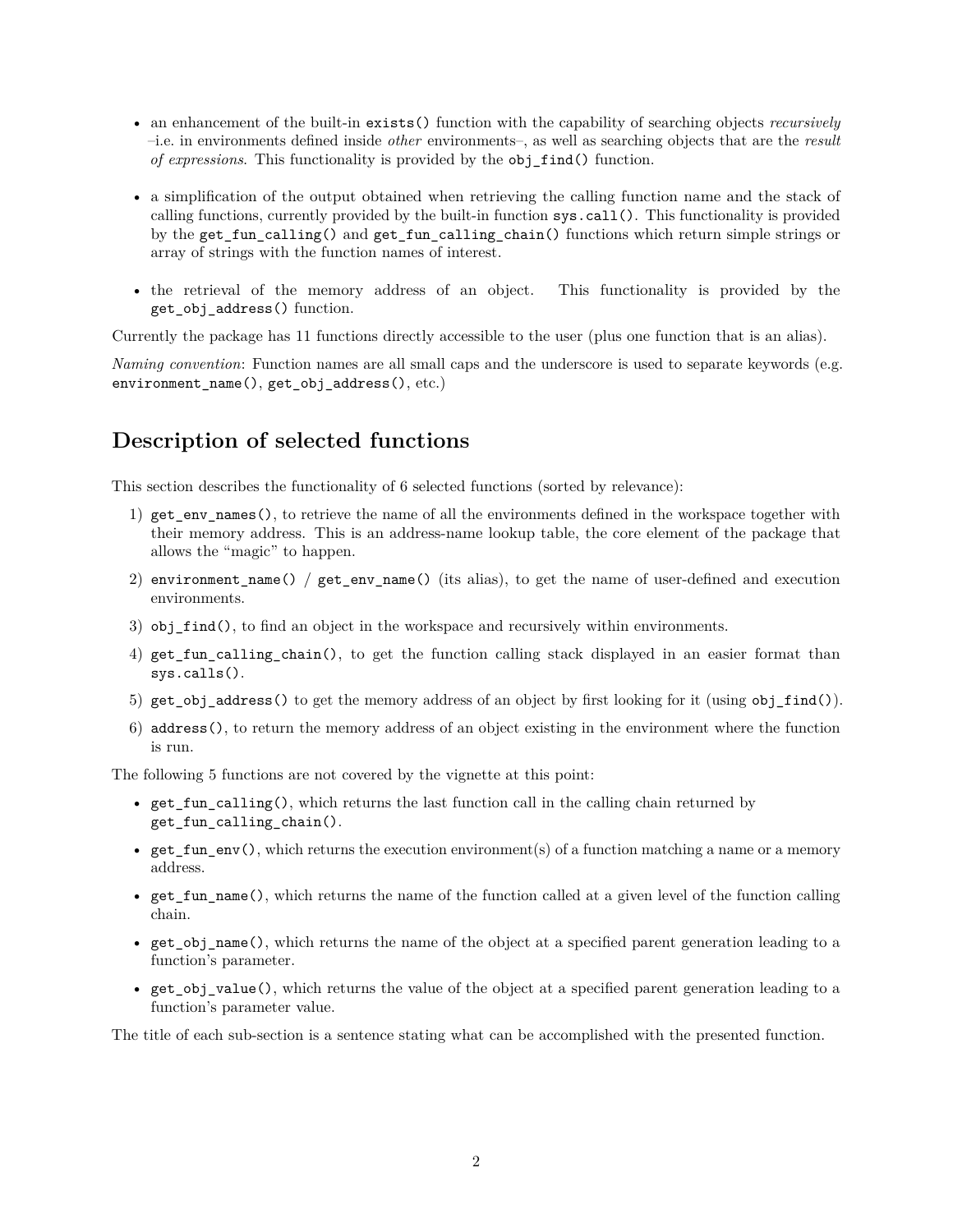- an enhancement of the built-in `exists()` function with the capability of searching objects *recursively* –i.e. in environments defined inside *other* environments–, as well as searching objects that are the *result of expressions*. This functionality is provided by the `obj_find()` function.

- a simplification of the output obtained when retrieving the calling function name and the stack of calling functions, currently provided by the built-in function `sys.call()`. This functionality is provided by the `get_fun_calling()` and `get_fun_calling_chain()` functions which return simple strings or array of strings with the function names of interest.

- the retrieval of the memory address of an object. This functionality is provided by the `get_obj_address()` function.

Currently the package has 11 functions directly accessible to the user (plus one function that is an alias).

*Naming convention*: Function names are all small caps and the underscore is used to separate keywords (e.g. `environment_name()`, `get_obj_address()`, etc.)

## Description of selected functions

This section describes the functionality of 6 selected functions (sorted by relevance):

1) `get_env_names()`, to retrieve the name of all the environments defined in the workspace together with their memory address. This is an address-name lookup table, the core element of the package that allows the "magic" to happen.
2) `environment_name()` / `get_env_name()` (its alias), to get the name of user-defined and execution environments.
3) `obj_find()`, to find an object in the workspace and recursively within environments.
4) `get_fun_calling_chain()`, to get the function calling stack displayed in an easier format than `sys.calls()`.
5) `get_obj_address()` to get the memory address of an object by first looking for it (using `obj_find()`).
6) `address()`, to return the memory address of an object existing in the environment where the function is run.

The following 5 functions are not covered by the vignette at this point:

- `get_fun_calling()`, which returns the last function call in the calling chain returned by `get_fun_calling_chain()`.
- `get_fun_env()`, which returns the execution environment(s) of a function matching a name or a memory address.
- `get_fun_name()`, which returns the name of the function called at a given level of the function calling chain.
- `get_obj_name()`, which returns the name of the object at a specified parent generation leading to a function's parameter.
- `get_obj_value()`, which returns the value of the object at a specified parent generation leading to a function's parameter value.

The title of each sub-section is a sentence stating what can be accomplished with the presented function.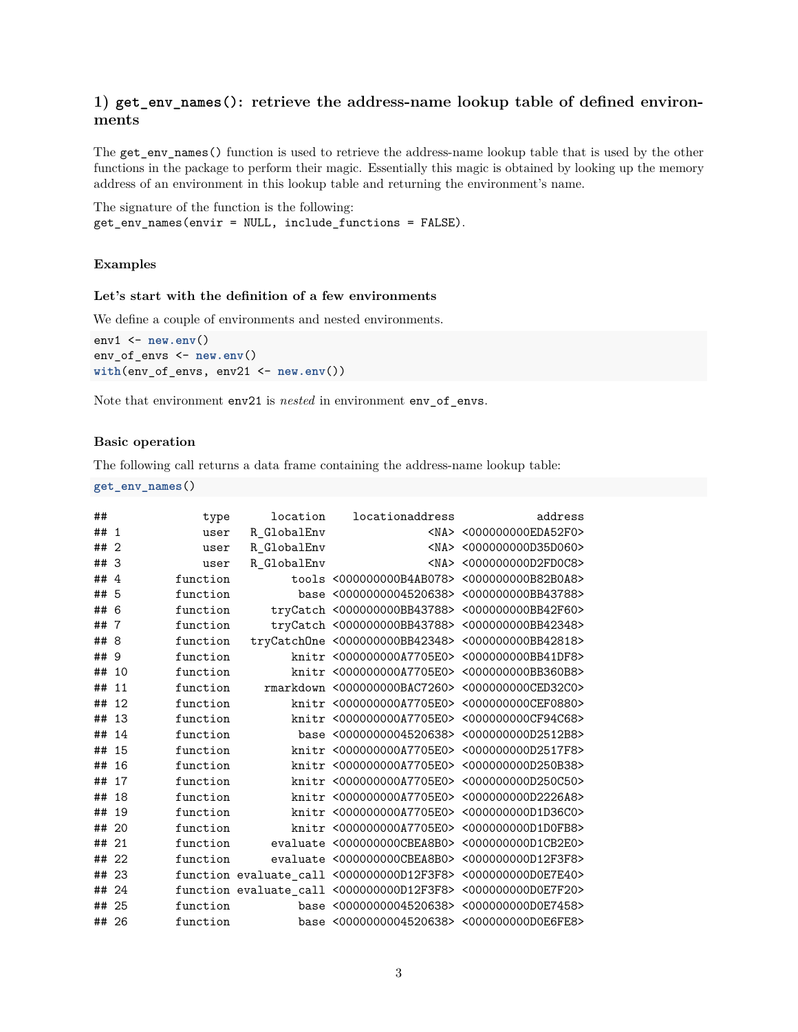### 1) `get_env_names()`: retrieve the address-name lookup table of defined environments

The `get_env_names()` function is used to retrieve the address-name lookup table that is used by the other functions in the package to perform their magic. Essentially this magic is obtained by looking up the memory address of an environment in this lookup table and returning the environment's name.

The signature of the function is the following:
`get_env_names(envir = NULL, include_functions = FALSE)`.

#### Examples

##### Let's start with the definition of a few environments

We define a couple of environments and nested environments.

```
env1 <- new.env()
env_of_envs <- new.env()
with(env_of_envs, env21 <- new.env())
```

Note that environment `env21` is *nested* in environment `env_of_envs`.

#### Basic operation

The following call returns a data frame containing the address-name lookup table:

```
get_env_names()
```

```
##             type      location    locationaddress            address
## 1           user    R_GlobalEnv              <NA> <000000000EDA52F0>
## 2           user    R_GlobalEnv              <NA> <000000000D35D060>
## 3           user    R_GlobalEnv              <NA> <000000000D2FD0C8>
## 4       function         tools <000000000B4AB078> <000000000B82B0A8>
## 5       function          base <0000000004520638> <000000000BB43788>
## 6       function      tryCatch <000000000BB43788> <000000000BB42F60>
## 7       function      tryCatch <000000000BB43788> <000000000BB42348>
## 8       function   tryCatchOne <000000000BB42348> <000000000BB42818>
## 9       function         knitr <000000000A7705E0> <000000000BB41DF8>
## 10      function         knitr <000000000A7705E0> <000000000BB360B8>
## 11      function      rmarkdown <000000000BAC7260> <000000000CED32C0>
## 12      function         knitr <000000000A7705E0> <000000000CEF0880>
## 13      function         knitr <000000000A7705E0> <000000000CF94C68>
## 14      function          base <0000000004520638> <000000000D2512B8>
## 15      function         knitr <000000000A7705E0> <000000000D2517F8>
## 16      function         knitr <000000000A7705E0> <000000000D250B38>
## 17      function         knitr <000000000A7705E0> <000000000D250C50>
## 18      function         knitr <000000000A7705E0> <000000000D2226A8>
## 19      function         knitr <000000000A7705E0> <000000000D1D36C0>
## 20      function         knitr <000000000A7705E0> <000000000D1D0FB8>
## 21      function      evaluate <000000000CBEA8B0> <000000000D1CB2E0>
## 22      function      evaluate <000000000CBEA8B0> <000000000D12F3F8>
## 23      function evaluate_call <000000000D12F3F8> <000000000D0E7E40>
## 24      function evaluate_call <000000000D12F3F8> <000000000D0E7F20>
## 25      function          base <0000000004520638> <000000000D0E7458>
## 26      function          base <0000000004520638> <000000000D0E6FE8>
```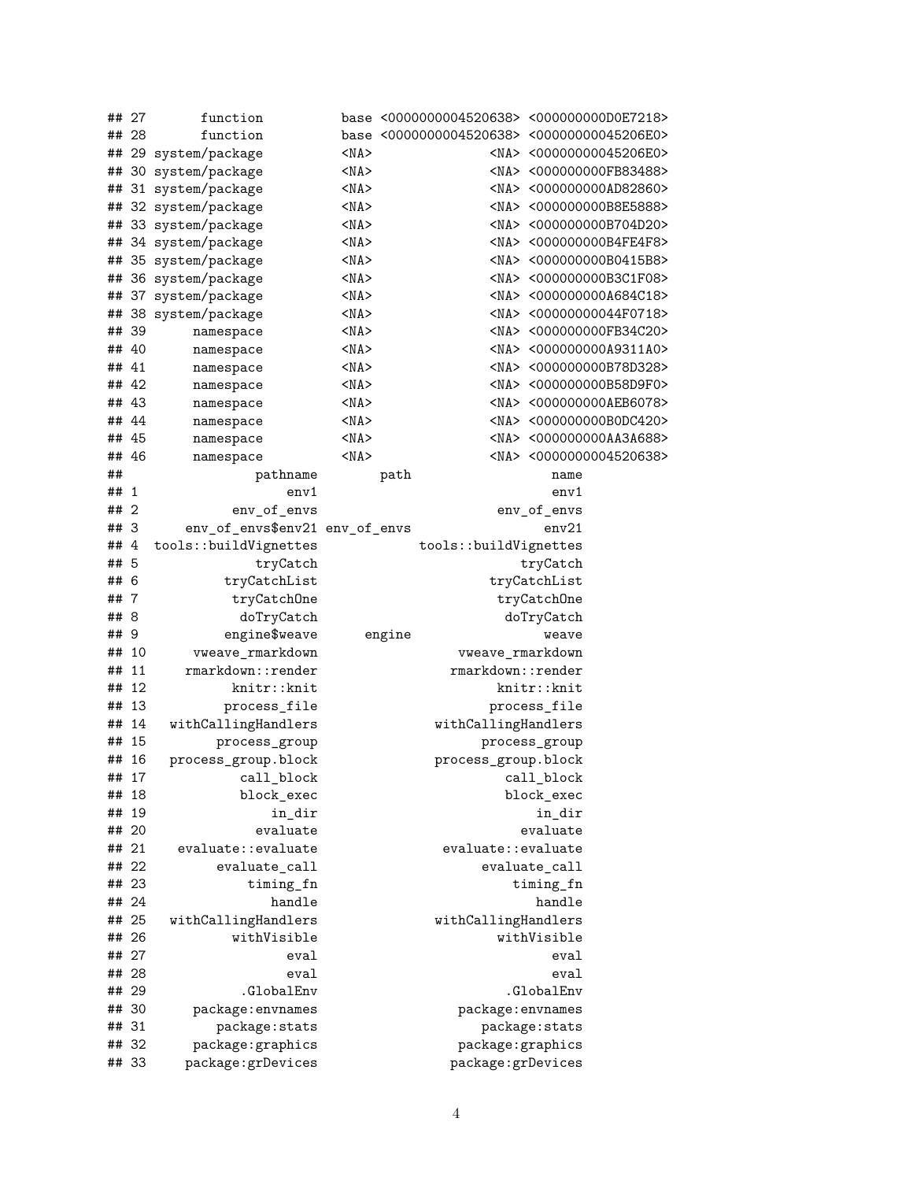```
## 27       function          base <0000000004520638> <000000000D0E7218>
## 28       function          base <0000000004520638> <00000000045206E0>
## 29 system/package          <NA>               <NA> <00000000045206E0>
## 30 system/package          <NA>               <NA> <000000000FB83488>
## 31 system/package          <NA>               <NA> <000000000AD82860>
## 32 system/package          <NA>               <NA> <000000000B8E5888>
## 33 system/package          <NA>               <NA> <000000000B704D20>
## 34 system/package          <NA>               <NA> <000000000B4FE4F8>
## 35 system/package          <NA>               <NA> <000000000B0415B8>
## 36 system/package          <NA>               <NA> <000000000B3C1F08>
## 37 system/package          <NA>               <NA> <000000000A684C18>
## 38 system/package          <NA>               <NA> <00000000044F0718>
## 39      namespace          <NA>               <NA> <000000000FB34C20>
## 40      namespace          <NA>               <NA> <000000000A9311A0>
## 41      namespace          <NA>               <NA> <000000000B78D328>
## 42      namespace          <NA>               <NA> <000000000B58D9F0>
## 43      namespace          <NA>               <NA> <000000000AEB6078>
## 44      namespace          <NA>               <NA> <000000000B0DC420>
## 45      namespace          <NA>               <NA> <000000000AA3A688>
## 46      namespace          <NA>               <NA> <0000000004520638>
##                pathname        path                 name
## 1                  env1                             env1
## 2           env_of_envs                      env_of_envs
## 3     env_of_envs$env21 env_of_envs                env21
## 4  tools::buildVignettes            tools::buildVignettes
## 5              tryCatch                         tryCatch
## 6          tryCatchList                     tryCatchList
## 7           tryCatchOne                      tryCatchOne
## 8            doTryCatch                       doTryCatch
## 9          engine$weave      engine                weave
## 10      vweave_rmarkdown                 vweave_rmarkdown
## 11     rmarkdown::render                rmarkdown::render
## 12           knitr::knit                      knitr::knit
## 13          process_file                     process_file
## 14   withCallingHandlers              withCallingHandlers
## 15         process_group                    process_group
## 16   process_group.block              process_group.block
## 17            call_block                       call_block
## 18            block_exec                       block_exec
## 19                in_dir                           in_dir
## 20              evaluate                         evaluate
## 21    evaluate::evaluate               evaluate::evaluate
## 22         evaluate_call                    evaluate_call
## 23             timing_fn                        timing_fn
## 24                handle                           handle
## 25   withCallingHandlers              withCallingHandlers
## 26           withVisible                      withVisible
## 27                  eval                             eval
## 28                  eval                             eval
## 29            .GlobalEnv                       .GlobalEnv
## 30      package:envnames                 package:envnames
## 31         package:stats                    package:stats
## 32      package:graphics                 package:graphics
## 33     package:grDevices                package:grDevices
```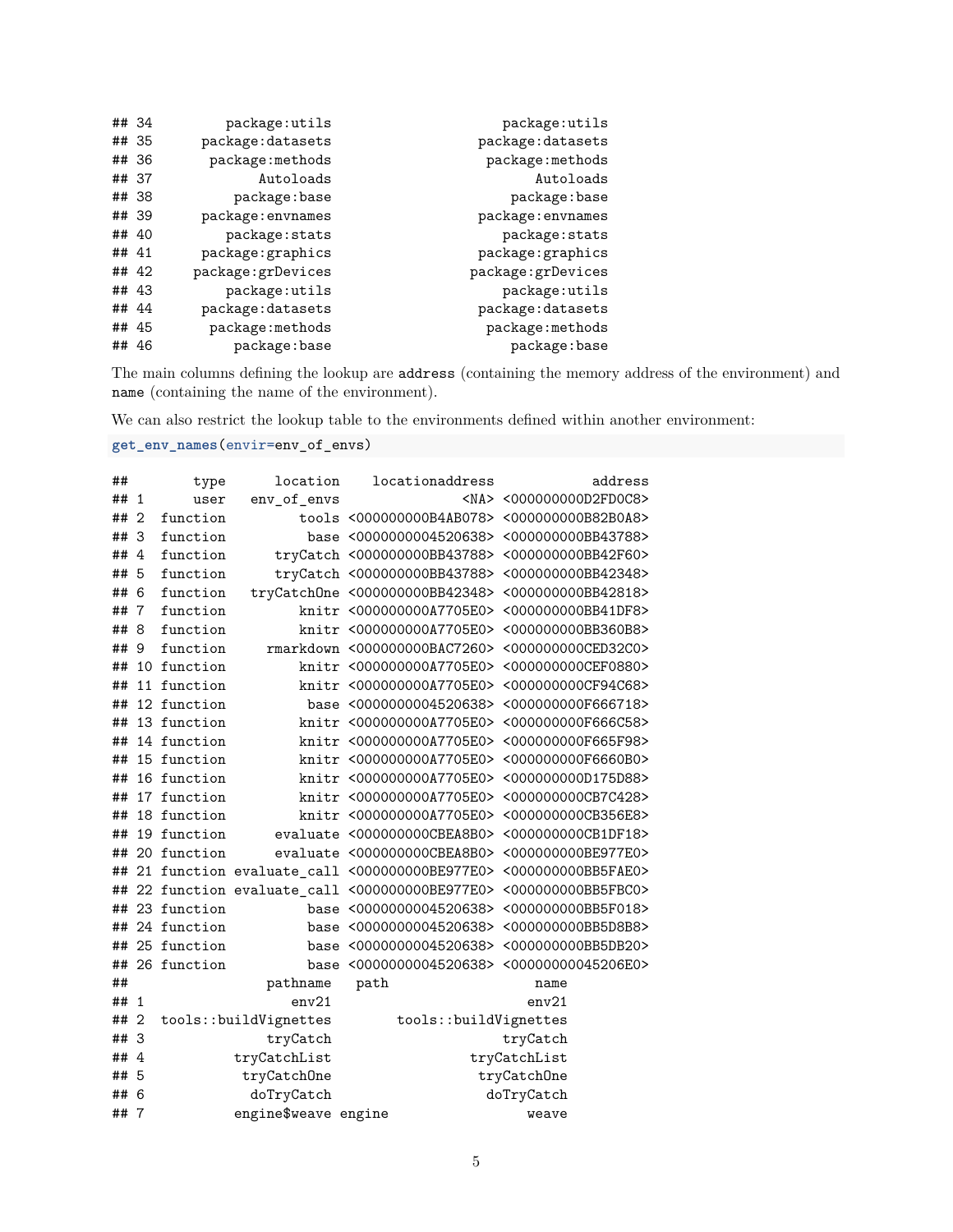```
## 34        package:utils                        package:utils
## 35     package:datasets                     package:datasets
## 36      package:methods                      package:methods
## 37            Autoloads                            Autoloads
## 38         package:base                         package:base
## 39     package:envnames                     package:envnames
## 40        package:stats                        package:stats
## 41     package:graphics                     package:graphics
## 42   package:grDevices                    package:grDevices
## 43        package:utils                        package:utils
## 44     package:datasets                     package:datasets
## 45      package:methods                      package:methods
## 46         package:base                         package:base
```

The main columns defining the lookup are `address` (containing the memory address of the environment) and `name` (containing the name of the environment).

We can also restrict the lookup table to the environments defined within another environment:

```
get_env_names(envir=env_of_envs)
```

```
##        type      location    locationaddress            address
## 1      user   env_of_envs               <NA> <000000000D2FD0C8>
## 2  function         tools <000000000B4AB078> <000000000B82B0A8>
## 3  function          base <0000000004520638> <000000000BB43788>
## 4  function      tryCatch <000000000BB43788> <000000000BB42F60>
## 5  function      tryCatch <000000000BB43788> <000000000BB42348>
## 6  function   tryCatchOne <000000000BB42348> <000000000BB42818>
## 7  function         knitr <000000000A7705E0> <000000000BB41DF8>
## 8  function         knitr <000000000A7705E0> <000000000BB360B8>
## 9  function     rmarkdown <000000000BAC7260> <000000000CED32C0>
## 10 function         knitr <000000000A7705E0> <000000000CEF0880>
## 11 function         knitr <000000000A7705E0> <000000000CF94C68>
## 12 function          base <0000000004520638> <000000000F666718>
## 13 function         knitr <000000000A7705E0> <000000000F666C58>
## 14 function         knitr <000000000A7705E0> <000000000F665F98>
## 15 function         knitr <000000000A7705E0> <000000000F6660B0>
## 16 function         knitr <000000000A7705E0> <000000000D175D88>
## 17 function         knitr <000000000A7705E0> <000000000CB7C428>
## 18 function         knitr <000000000A7705E0> <000000000CB356E8>
## 19 function      evaluate <000000000CBEA8B0> <000000000CB1DF18>
## 20 function      evaluate <000000000CBEA8B0> <000000000BE977E0>
## 21 function evaluate_call <000000000BE977E0> <000000000BB5FAE0>
## 22 function evaluate_call <000000000BE977E0> <000000000BB5FBC0>
## 23 function          base <0000000004520638> <000000000BB5F018>
## 24 function          base <0000000004520638> <000000000BB5D8B8>
## 25 function          base <0000000004520638> <000000000BB5DB20>
## 26 function          base <0000000004520638> <00000000045206E0>
##                 pathname   path                  name
## 1                  env21                         env21
## 2  tools::buildVignettes        tools::buildVignettes
## 3               tryCatch                     tryCatch
## 4           tryCatchList                 tryCatchList
## 5            tryCatchOne                  tryCatchOne
## 6             doTryCatch                   doTryCatch
## 7           engine$weave engine                  weave
```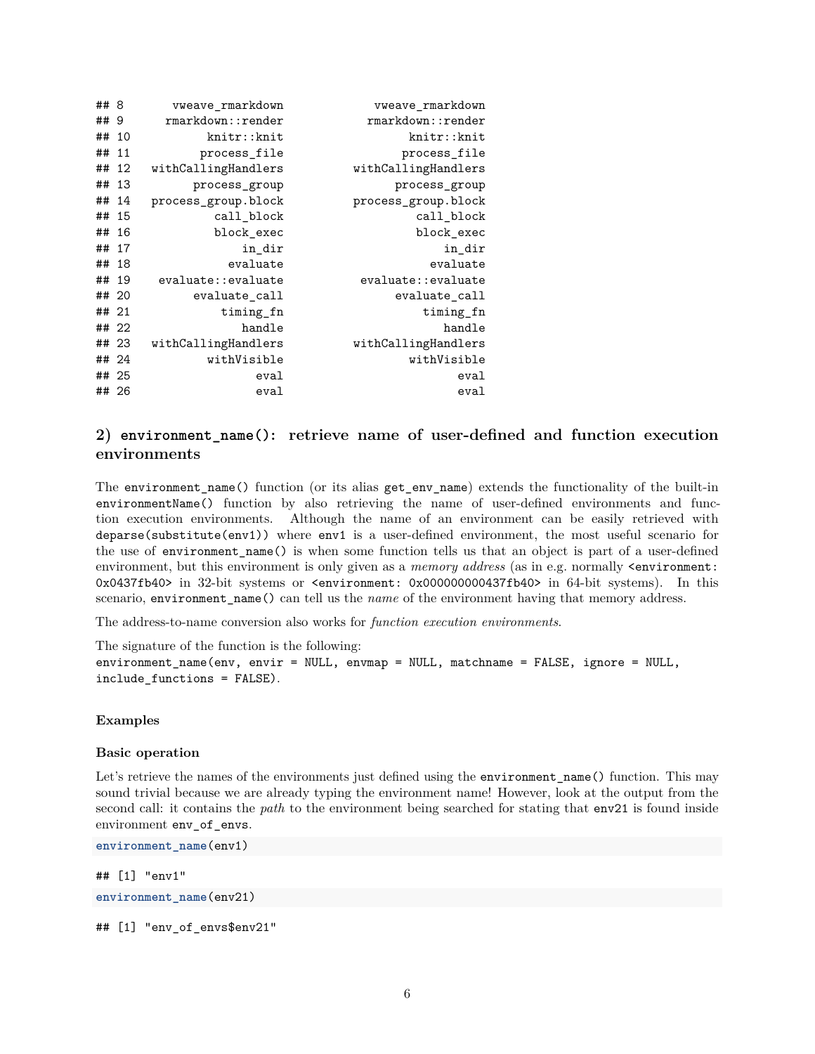```
## 8       vweave_rmarkdown             vweave_rmarkdown
## 9      rmarkdown::render            rmarkdown::render
## 10          knitr::knit                  knitr::knit
## 11         process_file                 process_file
## 12   withCallingHandlers          withCallingHandlers
## 13        process_group                process_group
## 14  process_group.block          process_group.block
## 15           call_block                   call_block
## 16           block_exec                   block_exec
## 17               in_dir                       in_dir
## 18             evaluate                     evaluate
## 19   evaluate::evaluate           evaluate::evaluate
## 20        evaluate_call                evaluate_call
## 21            timing_fn                    timing_fn
## 22               handle                       handle
## 23  withCallingHandlers          withCallingHandlers
## 24          withVisible                  withVisible
## 25                 eval                         eval
## 26                 eval                         eval
```

## 2) `environment_name()`: retrieve name of user-defined and function execution environments

The `environment_name()` function (or its alias `get_env_name`) extends the functionality of the built-in `environmentName()` function by also retrieving the name of user-defined environments and function execution environments. Although the name of an environment can be easily retrieved with `deparse(substitute(env1))` where `env1` is a user-defined environment, the most useful scenario for the use of `environment_name()` is when some function tells us that an object is part of a user-defined environment, but this environment is only given as a *memory address* (as in e.g. normally `<environment: 0x0437fb40>` in 32-bit systems or `<environment: 0x000000000437fb40>` in 64-bit systems). In this scenario, `environment_name()` can tell us the *name* of the environment having that memory address.

The address-to-name conversion also works for *function execution environments*.

The signature of the function is the following:
`environment_name(env, envir = NULL, envmap = NULL, matchname = FALSE, ignore = NULL, include_functions = FALSE)`.

### Examples

#### Basic operation

Let's retrieve the names of the environments just defined using the `environment_name()` function. This may sound trivial because we are already typing the environment name! However, look at the output from the second call: it contains the *path* to the environment being searched for stating that `env21` is found inside environment `env_of_envs`.

```
environment_name(env1)
```

```
## [1] "env1"
```

```
environment_name(env21)
```

```
## [1] "env_of_envs$env21"
```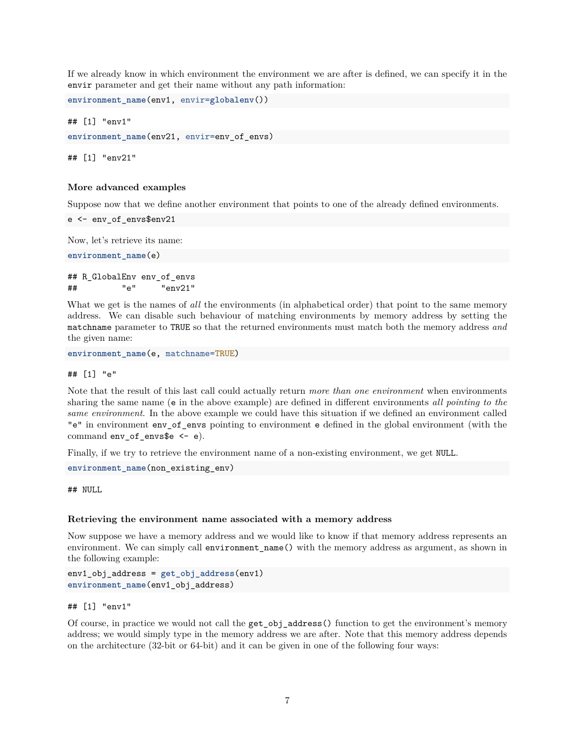If we already know in which environment the environment we are after is defined, we can specify it in the `envir` parameter and get their name without any path information:

```
environment_name(env1, envir=globalenv())
```

```
## [1] "env1"
```

```
environment_name(env21, envir=env_of_envs)
```

```
## [1] "env21"
```

### More advanced examples

Suppose now that we define another environment that points to one of the already defined environments.

```
e <- env_of_envs$env21
```

Now, let's retrieve its name:

```
environment_name(e)
```

```
## R_GlobalEnv env_of_envs
##         "e"     "env21"
```

What we get is the names of *all* the environments (in alphabetical order) that point to the same memory address. We can disable such behaviour of matching environments by memory address by setting the `matchname` parameter to `TRUE` so that the returned environments must match both the memory address *and* the given name:

```
environment_name(e, matchname=TRUE)
```

```
## [1] "e"
```

Note that the result of this last call could actually return *more than one environment* when environments sharing the same name (`e` in the above example) are defined in different environments *all pointing to the same environment*. In the above example we could have this situation if we defined an environment called `"e"` in environment `env_of_envs` pointing to environment `e` defined in the global environment (with the command `env_of_envs$e <- e`).

Finally, if we try to retrieve the environment name of a non-existing environment, we get `NULL`.

```
environment_name(non_existing_env)
```

```
## NULL
```

### Retrieving the environment name associated with a memory address

Now suppose we have a memory address and we would like to know if that memory address represents an environment. We can simply call `environment_name()` with the memory address as argument, as shown in the following example:

```
env1_obj_address = get_obj_address(env1)
environment_name(env1_obj_address)
```

```
## [1] "env1"
```

Of course, in practice we would not call the `get_obj_address()` function to get the environment's memory address; we would simply type in the memory address we are after. Note that this memory address depends on the architecture (32-bit or 64-bit) and it can be given in one of the following four ways: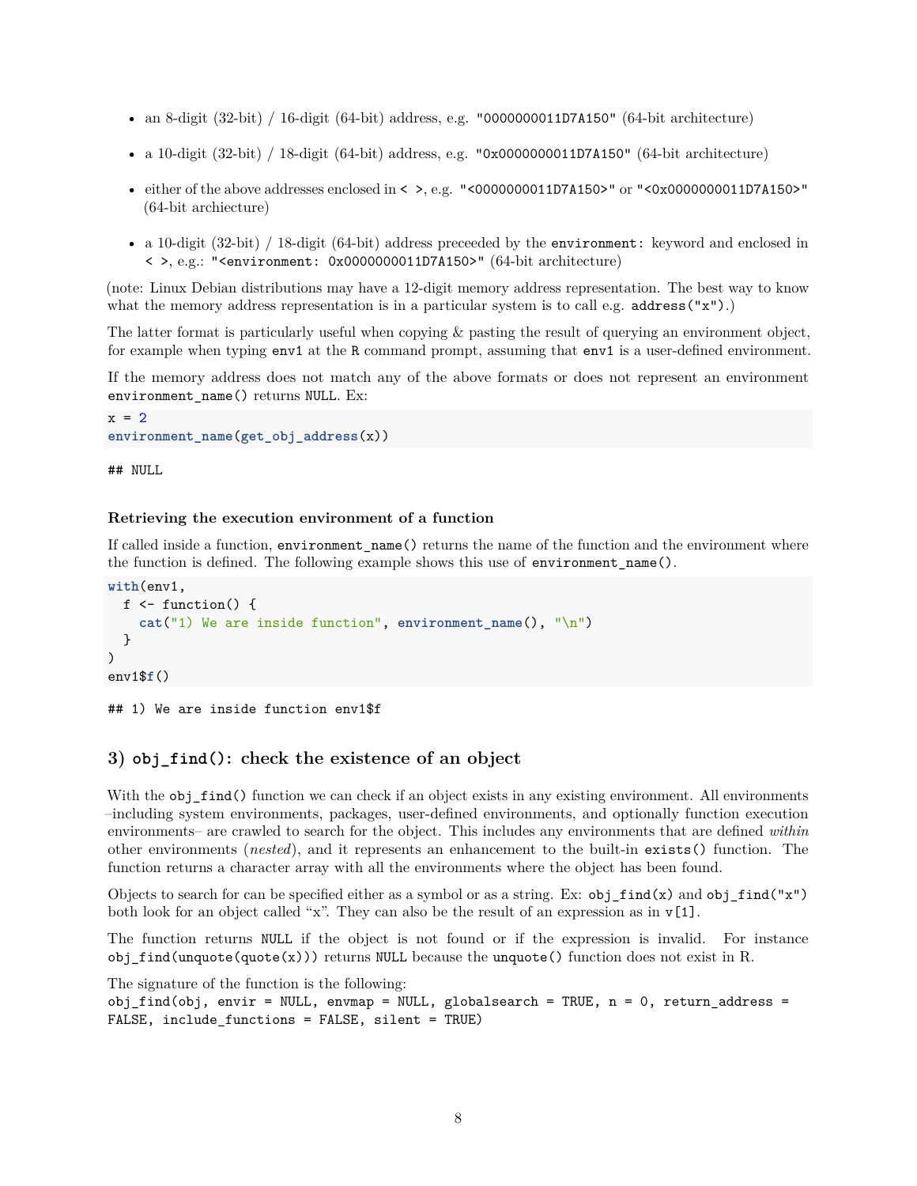- an 8-digit (32-bit) / 16-digit (64-bit) address, e.g. `"0000000011D7A150"` (64-bit architecture)
- a 10-digit (32-bit) / 18-digit (64-bit) address, e.g. `"0x0000000011D7A150"` (64-bit architecture)
- either of the above addresses enclosed in `< >`, e.g. `"<0000000011D7A150>"` or `"<0x0000000011D7A150>"` (64-bit archiecture)
- a 10-digit (32-bit) / 18-digit (64-bit) address preceeded by the `environment:` keyword and enclosed in `< >`, e.g.: `"<environment: 0x0000000011D7A150>"` (64-bit architecture)

(note: Linux Debian distributions may have a 12-digit memory address representation. The best way to know what the memory address representation is in a particular system is to call e.g. `address("x")`.)

The latter format is particularly useful when copying & pasting the result of querying an environment object, for example when typing `env1` at the R command prompt, assuming that `env1` is a user-defined environment.

If the memory address does not match any of the above formats or does not represent an environment `environment_name()` returns `NULL`. Ex:

```
x = 2
environment_name(get_obj_address(x))
```

```
## NULL
```

#### Retrieving the execution environment of a function

If called inside a function, `environment_name()` returns the name of the function and the environment where the function is defined. The following example shows this use of `environment_name()`.

```
with(env1,
  f <- function() {
    cat("1) We are inside function", environment_name(), "\n")
  }
)
env1$f()
```

```
## 1) We are inside function env1$f
```

### 3) `obj_find()`: check the existence of an object

With the `obj_find()` function we can check if an object exists in any existing environment. All environments –including system environments, packages, user-defined environments, and optionally function execution environments– are crawled to search for the object. This includes any environments that are defined *within* other environments (*nested*), and it represents an enhancement to the built-in `exists()` function. The function returns a character array with all the environments where the object has been found.

Objects to search for can be specified either as a symbol or as a string. Ex: `obj_find(x)` and `obj_find("x")` both look for an object called "x". They can also be the result of an expression as in `v[1]`.

The function returns `NULL` if the object is not found or if the expression is invalid. For instance `obj_find(unquote(quote(x)))` returns `NULL` because the `unquote()` function does not exist in R.

The signature of the function is the following:
`obj_find(obj, envir = NULL, envmap = NULL, globalsearch = TRUE, n = 0, return_address = FALSE, include_functions = FALSE, silent = TRUE)`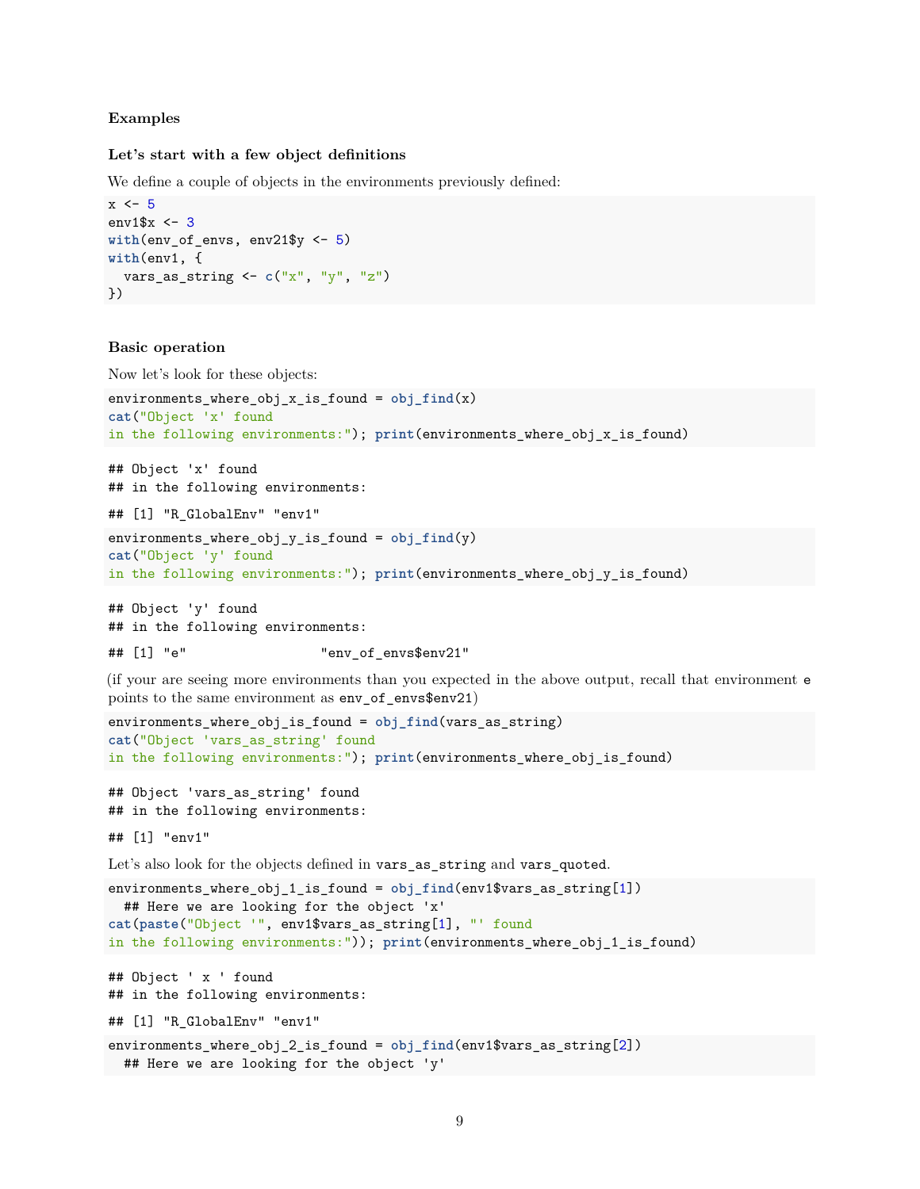**Examples**

**Let's start with a few object definitions**

We define a couple of objects in the environments previously defined:

```
x <- 5
env1$x <- 3
with(env_of_envs, env21$y <- 5)
with(env1, {
  vars_as_string <- c("x", "y", "z")
})
```

**Basic operation**

Now let's look for these objects:

```
environments_where_obj_x_is_found = obj_find(x)
cat("Object 'x' found
in the following environments:"); print(environments_where_obj_x_is_found)
```

```
## Object 'x' found
## in the following environments:

## [1] "R_GlobalEnv" "env1"
```

```
environments_where_obj_y_is_found = obj_find(y)
cat("Object 'y' found
in the following environments:"); print(environments_where_obj_y_is_found)
```

```
## Object 'y' found
## in the following environments:

## [1] "e"                 "env_of_envs$env21"
```

(if your are seeing more environments than you expected in the above output, recall that environment `e` points to the same environment as `env_of_envs$env21`)

```
environments_where_obj_is_found = obj_find(vars_as_string)
cat("Object 'vars_as_string' found
in the following environments:"); print(environments_where_obj_is_found)
```

```
## Object 'vars_as_string' found
## in the following environments:

## [1] "env1"
```

Let's also look for the objects defined in `vars_as_string` and `vars_quoted`.

```
environments_where_obj_1_is_found = obj_find(env1$vars_as_string[1])
  ## Here we are looking for the object 'x'
cat(paste("Object '", env1$vars_as_string[1], "' found
in the following environments:")); print(environments_where_obj_1_is_found)
```

```
## Object ' x ' found
## in the following environments:

## [1] "R_GlobalEnv" "env1"
```

```
environments_where_obj_2_is_found = obj_find(env1$vars_as_string[2])
  ## Here we are looking for the object 'y'
```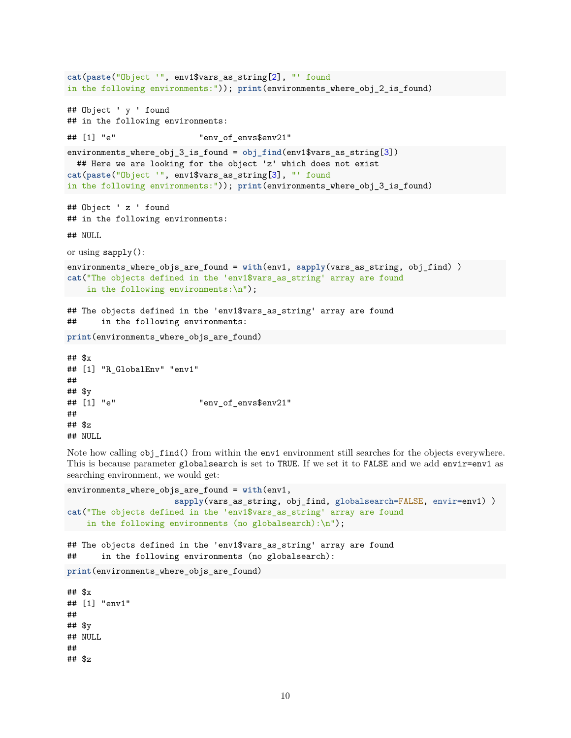```r
cat(paste("Object '", env1$vars_as_string[2], "' found
in the following environments:")); print(environments_where_obj_2_is_found)
```

```
## Object ' y ' found
## in the following environments:
## [1] "e"                 "env_of_envs$env21"
```

```r
environments_where_obj_3_is_found = obj_find(env1$vars_as_string[3])
  ## Here we are looking for the object 'z' which does not exist
cat(paste("Object '", env1$vars_as_string[3], "' found
in the following environments:")); print(environments_where_obj_3_is_found)
```

```
## Object ' z ' found
## in the following environments:
## NULL
```

or using sapply():

```r
environments_where_objs_are_found = with(env1, sapply(vars_as_string, obj_find) )
cat("The objects defined in the 'env1$vars_as_string' array are found
    in the following environments:\n");
```

```
## The objects defined in the 'env1$vars_as_string' array are found
##     in the following environments:
```

```r
print(environments_where_objs_are_found)
```

```
## $x
## [1] "R_GlobalEnv" "env1"
##
## $y
## [1] "e"                 "env_of_envs$env21"
##
## $z
## NULL
```

Note how calling obj_find() from within the env1 environment still searches for the objects everywhere. This is because parameter globalsearch is set to TRUE. If we set it to FALSE and we add envir=env1 as searching environment, we would get:

```r
environments_where_objs_are_found = with(env1,
                      sapply(vars_as_string, obj_find, globalsearch=FALSE, envir=env1) )
cat("The objects defined in the 'env1$vars_as_string' array are found
    in the following environments (no globalsearch):\n");
```

```
## The objects defined in the 'env1$vars_as_string' array are found
##     in the following environments (no globalsearch):
```

```r
print(environments_where_objs_are_found)
```

```
## $x
## [1] "env1"
##
## $y
## NULL
##
## $z
```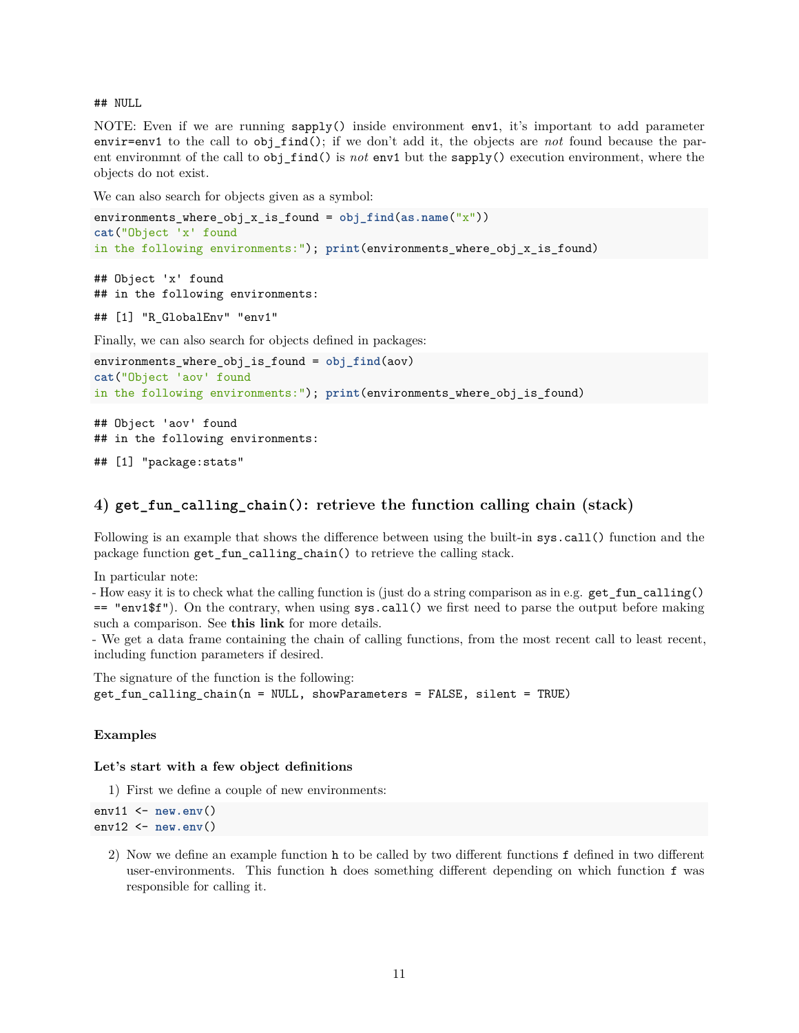```
## NULL
```

NOTE: Even if we are running `sapply()` inside environment `env1`, it's important to add parameter `envir=env1` to the call to `obj_find()`; if we don't add it, the objects are *not* found because the parent environmnt of the call to `obj_find()` is *not* `env1` but the `sapply()` execution environment, where the objects do not exist.

We can also search for objects given as a symbol:

```
environments_where_obj_x_is_found = obj_find(as.name("x"))
cat("Object 'x' found
in the following environments:"); print(environments_where_obj_x_is_found)
```

```
## Object 'x' found
## in the following environments:

## [1] "R_GlobalEnv" "env1"
```

Finally, we can also search for objects defined in packages:

```
environments_where_obj_is_found = obj_find(aov)
cat("Object 'aov' found
in the following environments:"); print(environments_where_obj_is_found)
```

```
## Object 'aov' found
## in the following environments:

## [1] "package:stats"
```

## 4) `get_fun_calling_chain()`: retrieve the function calling chain (stack)

Following is an example that shows the difference between using the built-in `sys.call()` function and the package function `get_fun_calling_chain()` to retrieve the calling stack.

In particular note:
- How easy it is to check what the calling function is (just do a string comparison as in e.g. `get_fun_calling() == "env1$f"`). On the contrary, when using `sys.call()` we first need to parse the output before making such a comparison. See **this link** for more details.
- We get a data frame containing the chain of calling functions, from the most recent call to least recent, including function parameters if desired.

The signature of the function is the following:
`get_fun_calling_chain(n = NULL, showParameters = FALSE, silent = TRUE)`

### Examples

#### Let's start with a few object definitions

1) First we define a couple of new environments:

```
env11 <- new.env()
env12 <- new.env()
```

2) Now we define an example function `h` to be called by two different functions `f` defined in two different user-environments. This function `h` does something different depending on which function `f` was responsible for calling it.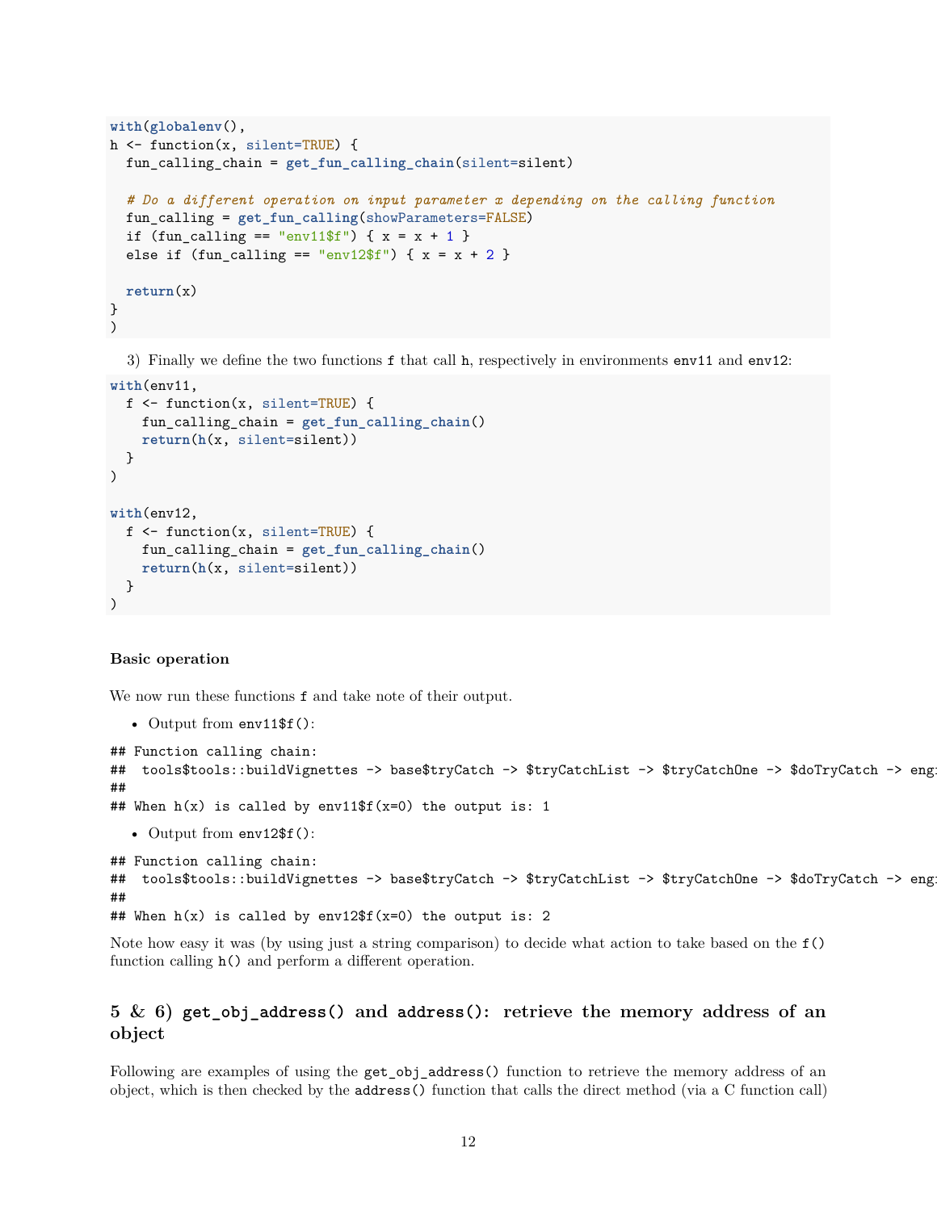```
with(globalenv(),
h <- function(x, silent=TRUE) {
  fun_calling_chain = get_fun_calling_chain(silent=silent)

  # Do a different operation on input parameter x depending on the calling function
  fun_calling = get_fun_calling(showParameters=FALSE)
  if (fun_calling == "env11$f") { x = x + 1 }
  else if (fun_calling == "env12$f") { x = x + 2 }

  return(x)
}
)
```

3) Finally we define the two functions `f` that call `h`, respectively in environments `env11` and `env12`:

```
with(env11,
  f <- function(x, silent=TRUE) {
    fun_calling_chain = get_fun_calling_chain()
    return(h(x, silent=silent))
  }
)

with(env12,
  f <- function(x, silent=TRUE) {
    fun_calling_chain = get_fun_calling_chain()
    return(h(x, silent=silent))
  }
)
```

#### Basic operation

We now run these functions `f` and take note of their output.

- Output from `env11$f()`:

```
## Function calling chain:
##  tools$tools::buildVignettes -> base$tryCatch -> $tryCatchList -> $tryCatchOne -> $doTryCatch -> eng
##
## When h(x) is called by env11$f(x=0) the output is: 1
```

- Output from `env12$f()`:

```
## Function calling chain:
##  tools$tools::buildVignettes -> base$tryCatch -> $tryCatchList -> $tryCatchOne -> $doTryCatch -> eng
##
## When h(x) is called by env12$f(x=0) the output is: 2
```

Note how easy it was (by using just a string comparison) to decide what action to take based on the `f()` function calling `h()` and perform a different operation.

### 5 & 6) `get_obj_address()` and `address()`: retrieve the memory address of an object

Following are examples of using the `get_obj_address()` function to retrieve the memory address of an object, which is then checked by the `address()` function that calls the direct method (via a C function call)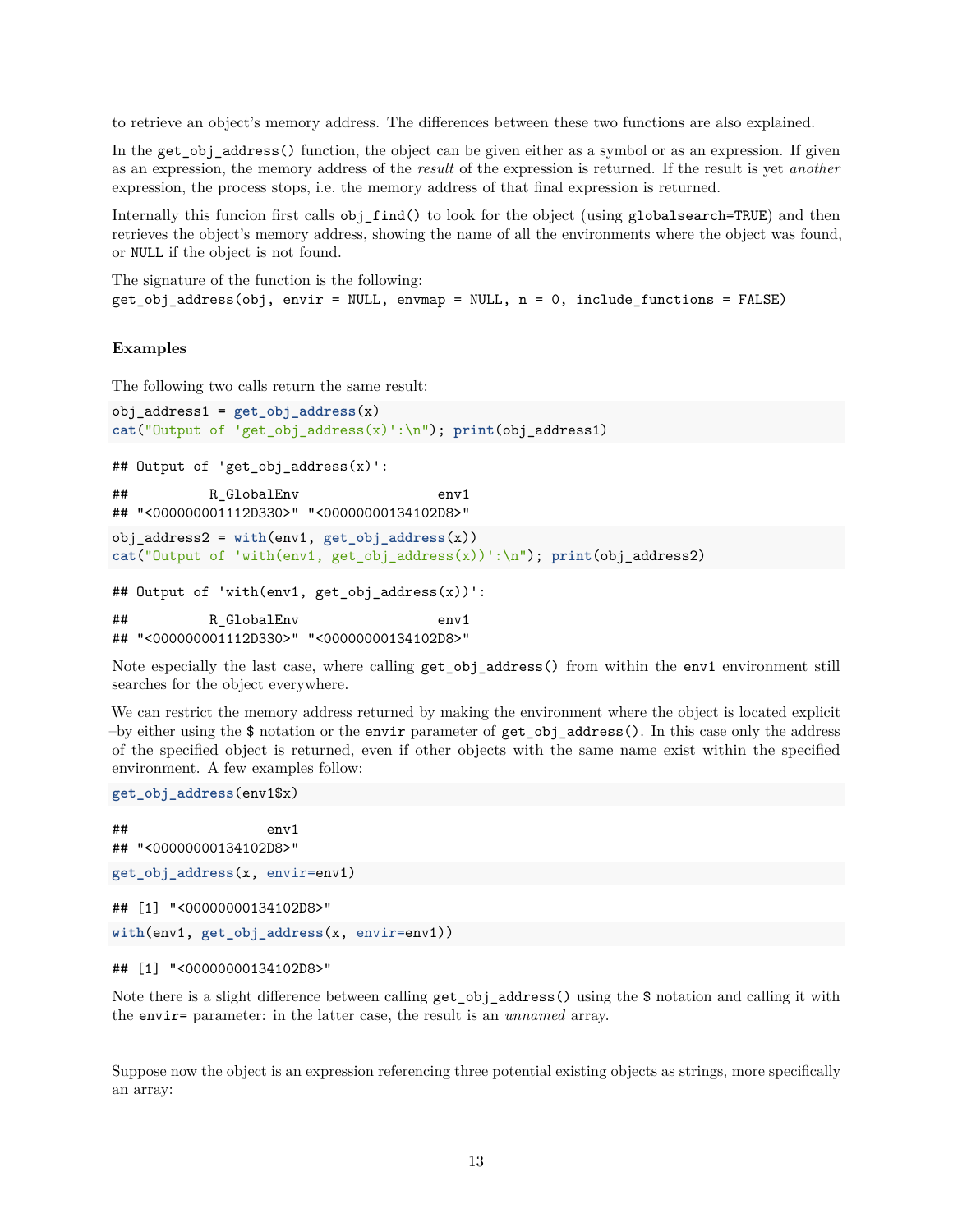to retrieve an object's memory address. The differences between these two functions are also explained.

In the `get_obj_address()` function, the object can be given either as a symbol or as an expression. If given as an expression, the memory address of the *result* of the expression is returned. If the result is yet *another* expression, the process stops, i.e. the memory address of that final expression is returned.

Internally this funcion first calls `obj_find()` to look for the object (using `globalsearch=TRUE`) and then retrieves the object's memory address, showing the name of all the environments where the object was found, or `NULL` if the object is not found.

The signature of the function is the following:
`get_obj_address(obj, envir = NULL, envmap = NULL, n = 0, include_functions = FALSE)`

#### Examples

The following two calls return the same result:

```
obj_address1 = get_obj_address(x)
cat("Output of 'get_obj_address(x)':\n"); print(obj_address1)
```

```
## Output of 'get_obj_address(x)':

##          R_GlobalEnv                 env1
## "<000000001112D330>" "<00000000134102D8>"
```

```
obj_address2 = with(env1, get_obj_address(x))
cat("Output of 'with(env1, get_obj_address(x))':\n"); print(obj_address2)
```

```
## Output of 'with(env1, get_obj_address(x))':

##          R_GlobalEnv                 env1
## "<000000001112D330>" "<00000000134102D8>"
```

Note especially the last case, where calling `get_obj_address()` from within the `env1` environment still searches for the object everywhere.

We can restrict the memory address returned by making the environment where the object is located explicit –by either using the `$` notation or the `envir` parameter of `get_obj_address()`. In this case only the address of the specified object is returned, even if other objects with the same name exist within the specified environment. A few examples follow:

```
get_obj_address(env1$x)
```

```
##                 env1
## "<00000000134102D8>"
```

```
get_obj_address(x, envir=env1)
```

```
## [1] "<00000000134102D8>"
```

```
with(env1, get_obj_address(x, envir=env1))
```

```
## [1] "<00000000134102D8>"
```

Note there is a slight difference between calling `get_obj_address()` using the `$` notation and calling it with the `envir=` parameter: in the latter case, the result is an *unnamed* array.

Suppose now the object is an expression referencing three potential existing objects as strings, more specifically an array: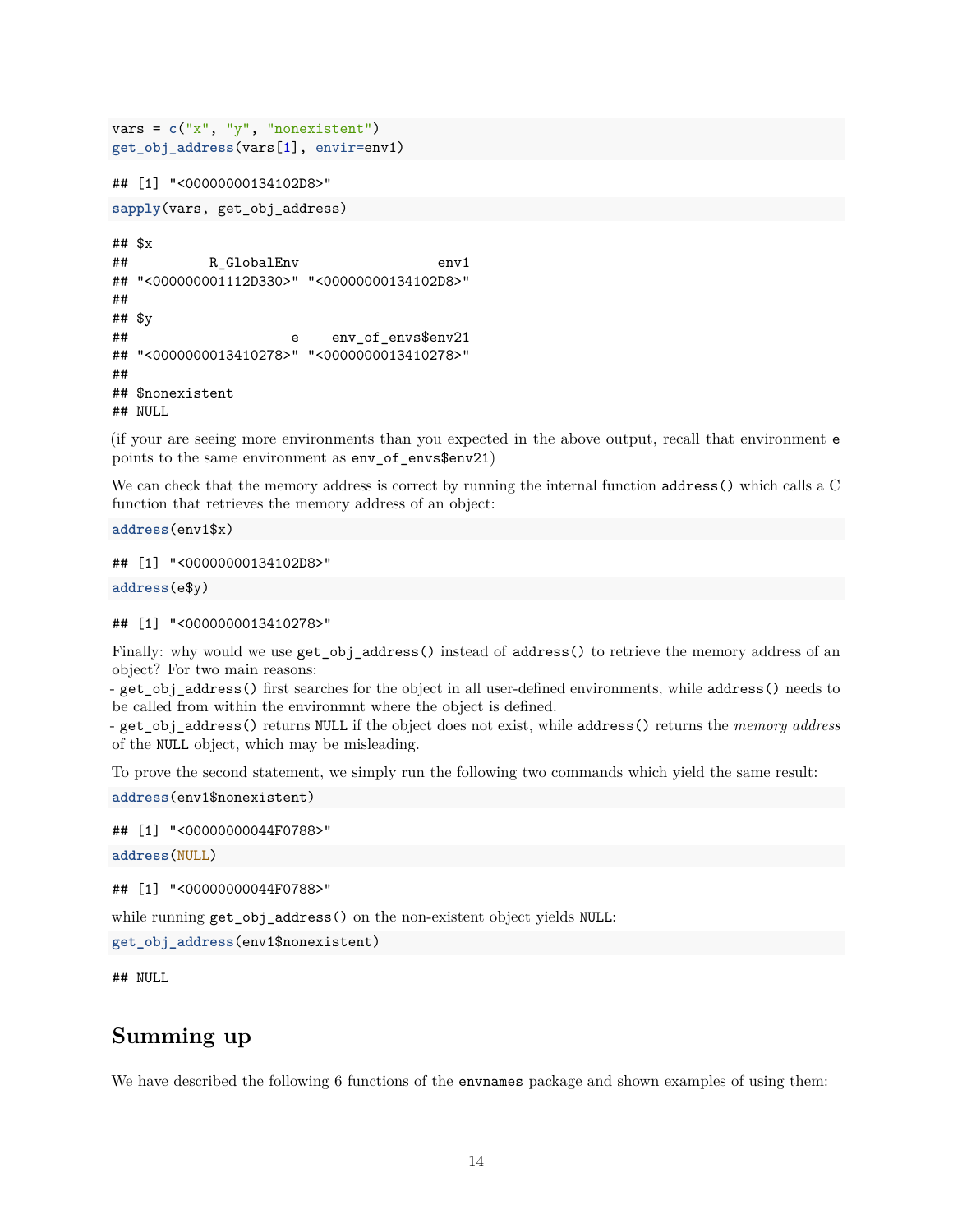```r
vars = c("x", "y", "nonexistent")
get_obj_address(vars[1], envir=env1)
```

```
## [1] "<00000000134102D8>"
```

```r
sapply(vars, get_obj_address)
```

```
## $x
##          R_GlobalEnv                 env1 
## "<000000001112D330>" "<00000000134102D8>" 
## 
## $y
##                    e    env_of_envs$env21 
## "<0000000013410278>" "<0000000013410278>" 
## 
## $nonexistent
## NULL
```

(if your are seeing more environments than you expected in the above output, recall that environment `e` points to the same environment as `env_of_envs$env21`)

We can check that the memory address is correct by running the internal function `address()` which calls a C function that retrieves the memory address of an object:

```r
address(env1$x)
```

```
## [1] "<00000000134102D8>"
```

```r
address(e$y)
```

```
## [1] "<0000000013410278>"
```

Finally: why would we use `get_obj_address()` instead of `address()` to retrieve the memory address of an object? For two main reasons:
- `get_obj_address()` first searches for the object in all user-defined environments, while `address()` needs to be called from within the environmnt where the object is defined.
- `get_obj_address()` returns `NULL` if the object does not exist, while `address()` returns the *memory address* of the `NULL` object, which may be misleading.

To prove the second statement, we simply run the following two commands which yield the same result:

```r
address(env1$nonexistent)
```

```
## [1] "<00000000044F0788>"
```

```r
address(NULL)
```

```
## [1] "<00000000044F0788>"
```

while running `get_obj_address()` on the non-existent object yields `NULL`:

```r
get_obj_address(env1$nonexistent)
```

```
## NULL
```

## Summing up

We have described the following 6 functions of the `envnames` package and shown examples of using them: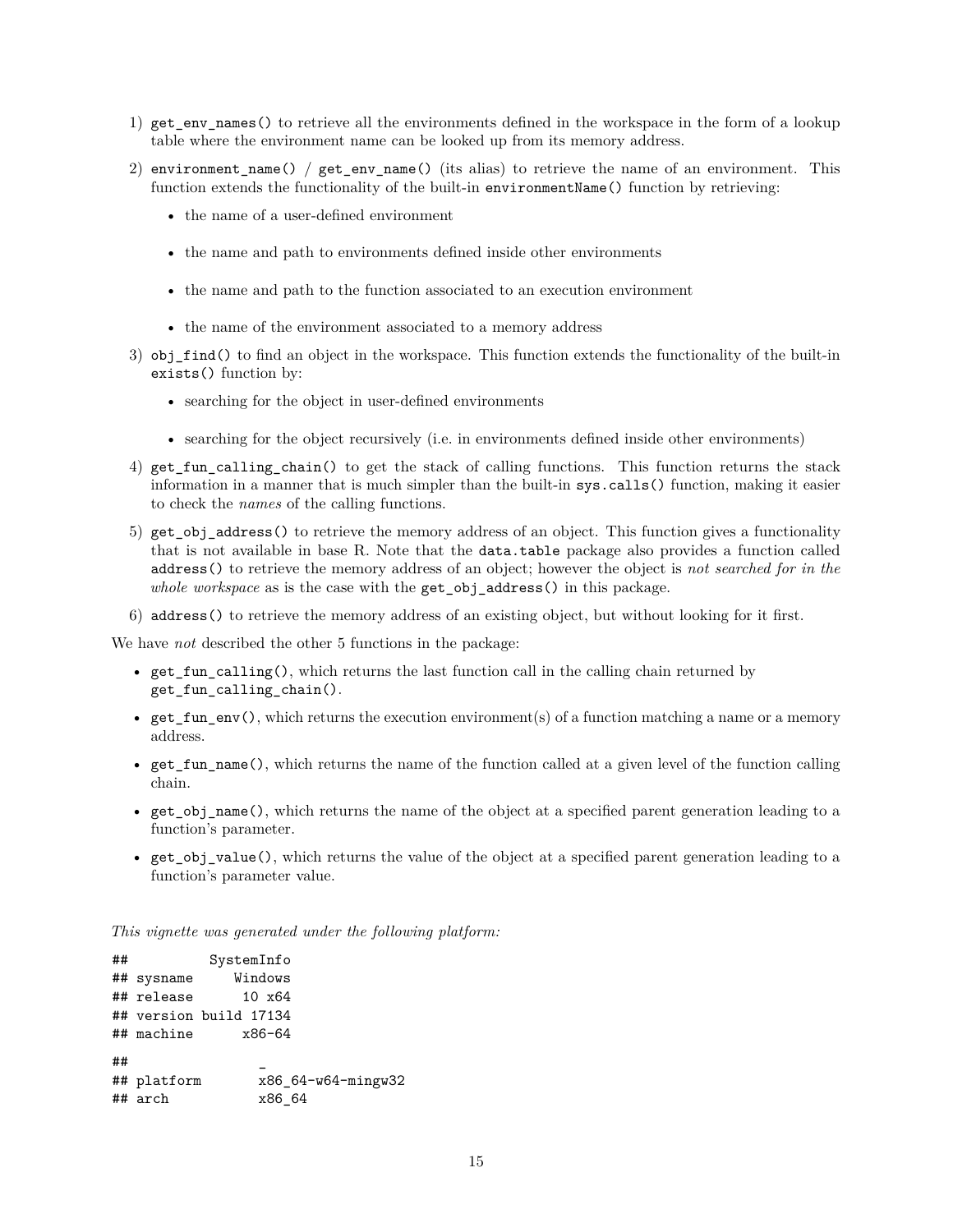1) `get_env_names()` to retrieve all the environments defined in the workspace in the form of a lookup table where the environment name can be looked up from its memory address.
2) `environment_name()` / `get_env_name()` (its alias) to retrieve the name of an environment. This function extends the functionality of the built-in `environmentName()` function by retrieving:
   - the name of a user-defined environment
   - the name and path to environments defined inside other environments
   - the name and path to the function associated to an execution environment
   - the name of the environment associated to a memory address
3) `obj_find()` to find an object in the workspace. This function extends the functionality of the built-in `exists()` function by:
   - searching for the object in user-defined environments
   - searching for the object recursively (i.e. in environments defined inside other environments)
4) `get_fun_calling_chain()` to get the stack of calling functions. This function returns the stack information in a manner that is much simpler than the built-in `sys.calls()` function, making it easier to check the *names* of the calling functions.
5) `get_obj_address()` to retrieve the memory address of an object. This function gives a functionality that is not available in base R. Note that the `data.table` package also provides a function called `address()` to retrieve the memory address of an object; however the object is *not searched for in the whole workspace* as is the case with the `get_obj_address()` in this package.
6) `address()` to retrieve the memory address of an existing object, but without looking for it first.

We have *not* described the other 5 functions in the package:

- `get_fun_calling()`, which returns the last function call in the calling chain returned by `get_fun_calling_chain()`.
- `get_fun_env()`, which returns the execution environment(s) of a function matching a name or a memory address.
- `get_fun_name()`, which returns the name of the function called at a given level of the function calling chain.
- `get_obj_name()`, which returns the name of the object at a specified parent generation leading to a function's parameter.
- `get_obj_value()`, which returns the value of the object at a specified parent generation leading to a function's parameter value.

*This vignette was generated under the following platform:*

```
##          SystemInfo
## sysname     Windows
## release      10 x64
## version build 17134
## machine      x86-64
```

```
##                _
## platform       x86_64-w64-mingw32
## arch           x86_64
```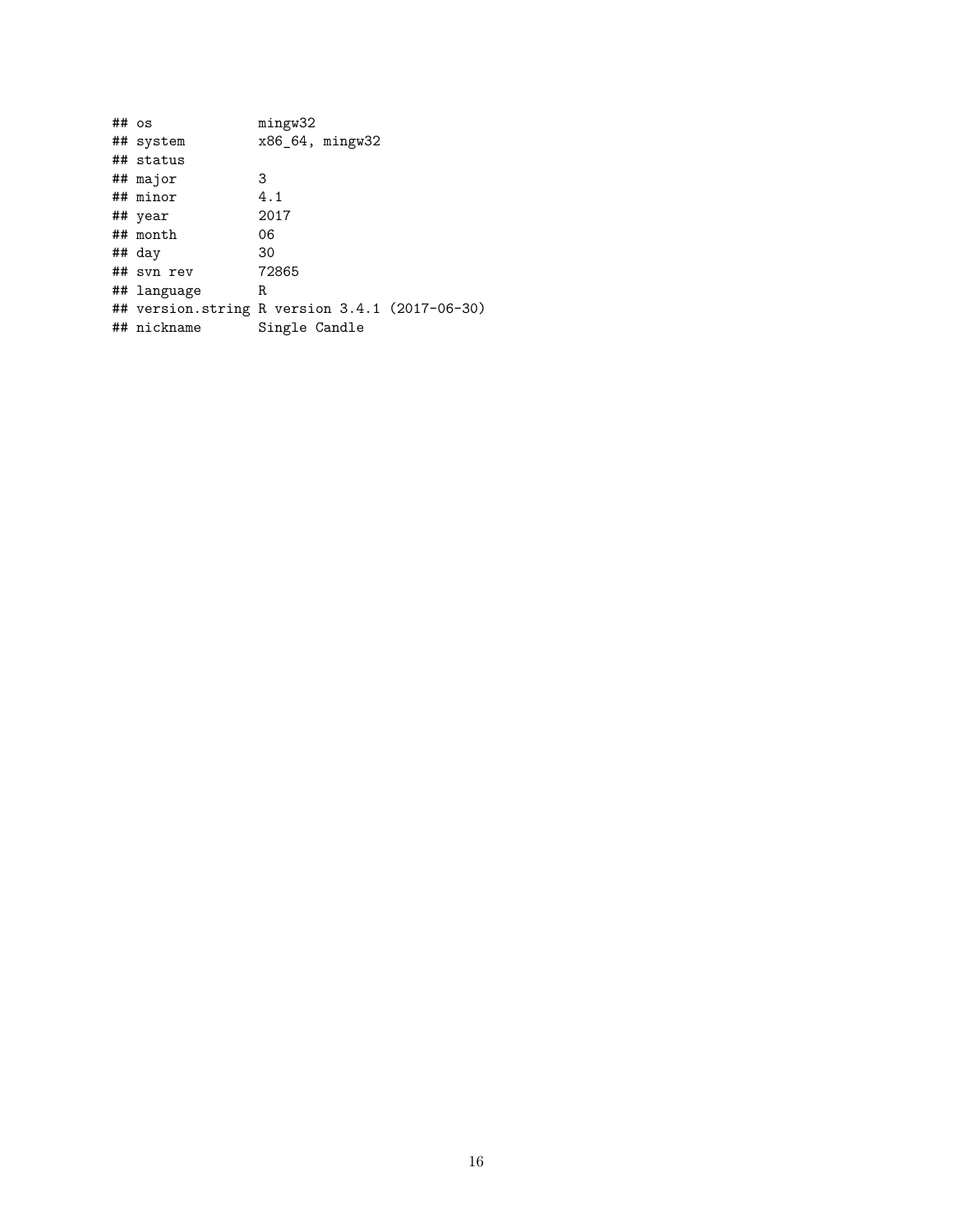```
## os             mingw32
## system         x86_64, mingw32
## status
## major          3
## minor          4.1
## year           2017
## month          06
## day            30
## svn rev        72865
## language       R
## version.string R version 3.4.1 (2017-06-30)
## nickname       Single Candle
```